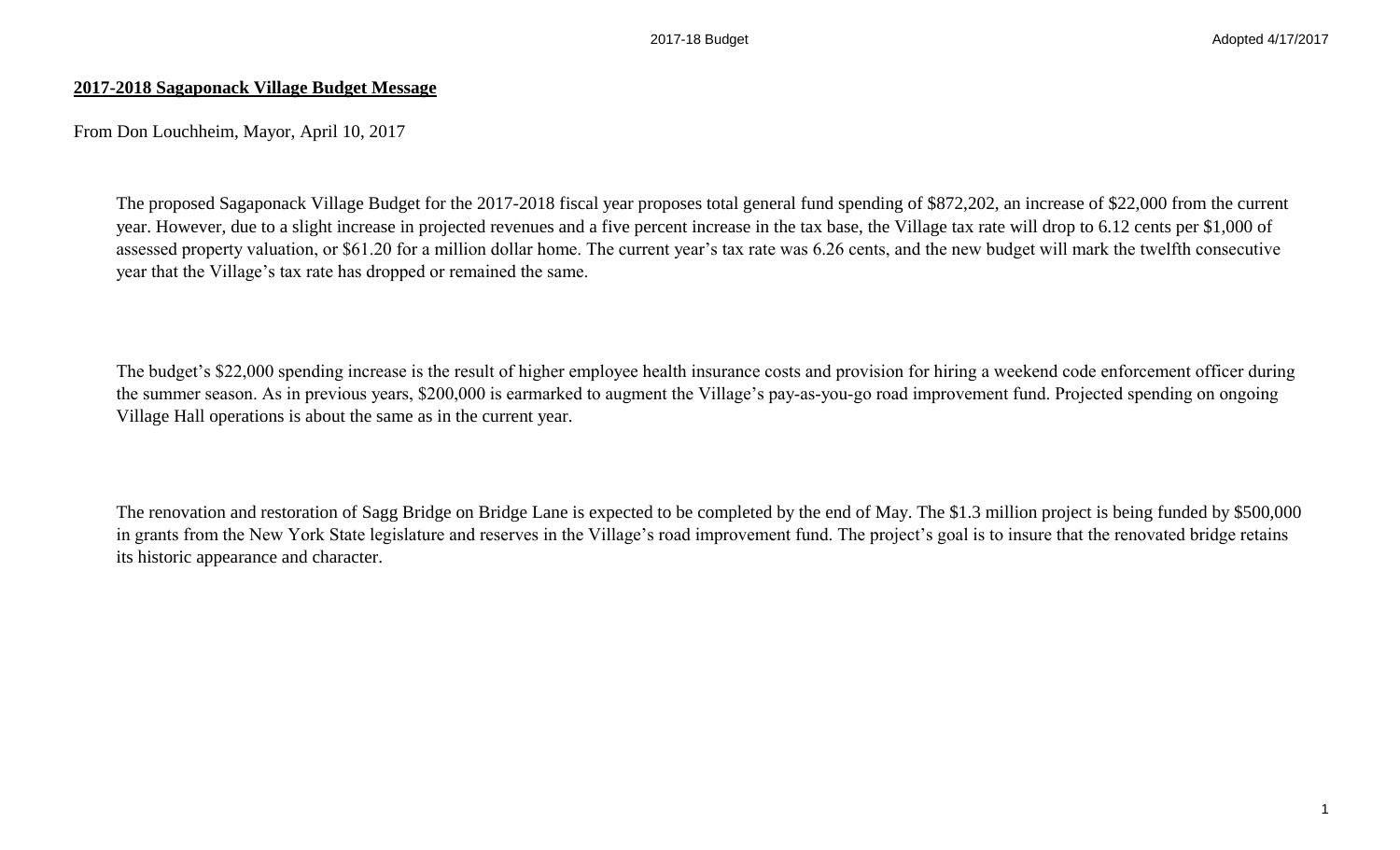**2017-2018 Sagaponack Village Budget Message**

From Don Louchheim, Mayor, April 10, 2017

The proposed Sagaponack Village Budget for the 2017-2018 fiscal year proposes total general fund spending of $872,202, an increase of $22,000 from the current year. However, due to a slight increase in projected revenues and a five percent increase in the tax base, the Village tax rate will drop to 6.12 cents per $1,000 of assessed property valuation, or $61.20 for a million dollar home. The current year's tax rate was 6.26 cents, and the new budget will mark the twelfth consecutive year that the Village's tax rate has dropped or remained the same.

The budget's $22,000 spending increase is the result of higher employee health insurance costs and provision for hiring a weekend code enforcement officer during the summer season. As in previous years, $200,000 is earmarked to augment the Village's pay-as-you-go road improvement fund. Projected spending on ongoing Village Hall operations is about the same as in the current year.

The renovation and restoration of Sagg Bridge on Bridge Lane is expected to be completed by the end of May. The $1.3 million project is being funded by $500,000 in grants from the New York State legislature and reserves in the Village's road improvement fund. The project's goal is to insure that the renovated bridge retains its historic appearance and character.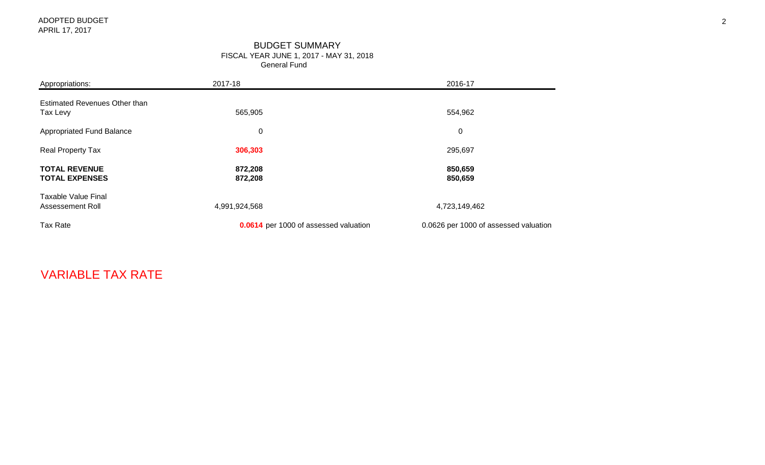ADOPTED BUDGET
APRIL 17, 2017

# BUDGET SUMMARY

## FISCAL YEAR JUNE 1, 2017 - MAY 31, 2018

### General Fund

| Appropriations: | 2017-18 | 2016-17 |
|---|---|---|
| Estimated Revenues Other than Tax Levy | 565,905 | 554,962 |
| Appropriated Fund Balance | 0 | 0 |
| Real Property Tax | **306,303** | 295,697 |
| **TOTAL REVENUE** | **872,208** | **850,659** |
| **TOTAL EXPENSES** | **872,208** | **850,659** |
| Taxable Value Final Assessement Roll | 4,991,924,568 | 4,723,149,462 |
| Tax Rate | **0.0614** per 1000 of assessed valuation | 0.0626 per 1000 of assessed valuation |

VARIABLE TAX RATE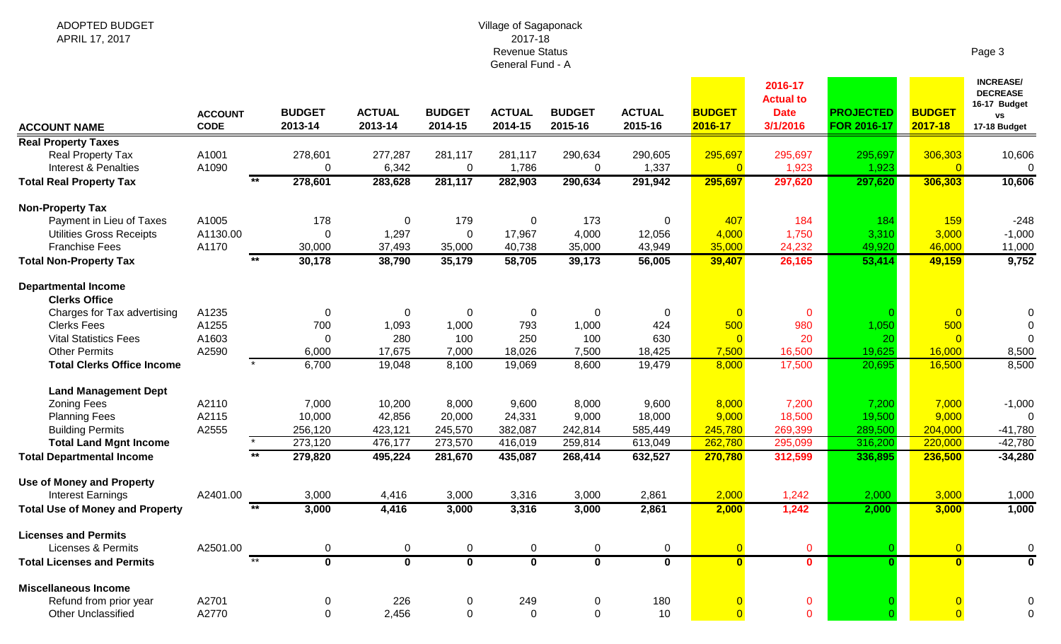ADOPTED BUDGET
APRIL 17, 2017

Village of Sagaponack
2017-18
Revenue Status
General Fund - A

| ACCOUNT NAME | ACCOUNT CODE | | BUDGET 2013-14 | ACTUAL 2013-14 | BUDGET 2014-15 | ACTUAL 2014-15 | BUDGET 2015-16 | ACTUAL 2015-16 | BUDGET 2016-17 | 2016-17 Actual to Date 3/1/2016 | PROJECTED FOR 2016-17 | BUDGET 2017-18 | INCREASE/ DECREASE 16-17 Budget vs 17-18 Budget |
|---|---|---|---|---|---|---|---|---|---|---|---|---|---|
| **Real Property Taxes** | | | | | | | | | | | | | |
| Real Property Tax | A1001 | | 278,601 | 277,287 | 281,117 | 281,117 | 290,634 | 290,605 | 295,697 | 295,697 | 295,697 | 306,303 | 10,606 |
| Interest & Penalties | A1090 | | 0 | 6,342 | 0 | 1,786 | 0 | 1,337 | 0 | 1,923 | 1,923 | 0 | 0 |
| **Total Real Property Tax** | | ** | **278,601** | **283,628** | **281,117** | **282,903** | **290,634** | **291,942** | **295,697** | **297,620** | **297,620** | **306,303** | **10,606** |
| **Non-Property Tax** | | | | | | | | | | | | | |
| Payment in Lieu of Taxes | A1005 | | 178 | 0 | 179 | 0 | 173 | 0 | 407 | 184 | 184 | 159 | -248 |
| Utilities Gross Receipts | A1130.00 | | 0 | 1,297 | 0 | 17,967 | 4,000 | 12,056 | 4,000 | 1,750 | 3,310 | 3,000 | -1,000 |
| Franchise Fees | A1170 | | 30,000 | 37,493 | 35,000 | 40,738 | 35,000 | 43,949 | 35,000 | 24,232 | 49,920 | 46,000 | 11,000 |
| **Total Non-Property Tax** | | ** | **30,178** | **38,790** | **35,179** | **58,705** | **39,173** | **56,005** | **39,407** | **26,165** | **53,414** | **49,159** | **9,752** |
| **Departmental Income** | | | | | | | | | | | | | |
| **Clerks Office** | | | | | | | | | | | | | |
| Charges for Tax advertising | A1235 | | 0 | 0 | 0 | 0 | 0 | 0 | 0 | 0 | 0 | 0 | 0 |
| Clerks Fees | A1255 | | 700 | 1,093 | 1,000 | 793 | 1,000 | 424 | 500 | 980 | 1,050 | 500 | 0 |
| Vital Statistics Fees | A1603 | | 0 | 280 | 100 | 250 | 100 | 630 | 0 | 20 | 20 | 0 | 0 |
| Other Permits | A2590 | | 6,000 | 17,675 | 7,000 | 18,026 | 7,500 | 18,425 | 7,500 | 16,500 | 19,625 | 16,000 | 8,500 |
| **Total Clerks Office Income** | | * | 6,700 | 19,048 | 8,100 | 19,069 | 8,600 | 19,479 | 8,000 | 17,500 | 20,695 | 16,500 | 8,500 |
| **Land Management Dept** | | | | | | | | | | | | | |
| Zoning Fees | A2110 | | 7,000 | 10,200 | 8,000 | 9,600 | 8,000 | 9,600 | 8,000 | 7,200 | 7,200 | 7,000 | -1,000 |
| Planning Fees | A2115 | | 10,000 | 42,856 | 20,000 | 24,331 | 9,000 | 18,000 | 9,000 | 18,500 | 19,500 | 9,000 | 0 |
| Building Permits | A2555 | | 256,120 | 423,121 | 245,570 | 382,087 | 242,814 | 585,449 | 245,780 | 269,399 | 289,500 | 204,000 | -41,780 |
| **Total Land Mgnt Income** | | * | 273,120 | 476,177 | 273,570 | 416,019 | 259,814 | 613,049 | 262,780 | 295,099 | 316,200 | 220,000 | -42,780 |
| **Total Departmental Income** | | ** | **279,820** | **495,224** | **281,670** | **435,087** | **268,414** | **632,527** | **270,780** | **312,599** | **336,895** | **236,500** | **-34,280** |
| **Use of Money and Property** | | | | | | | | | | | | | |
| Interest Earnings | A2401.00 | | 3,000 | 4,416 | 3,000 | 3,316 | 3,000 | 2,861 | 2,000 | 1,242 | 2,000 | 3,000 | 1,000 |
| **Total Use of Money and Property** | | ** | **3,000** | **4,416** | **3,000** | **3,316** | **3,000** | **2,861** | **2,000** | **1,242** | **2,000** | **3,000** | **1,000** |
| **Licenses and Permits** | | | | | | | | | | | | | |
| Licenses & Permits | A2501.00 | | 0 | 0 | 0 | 0 | 0 | 0 | 0 | 0 | 0 | 0 | 0 |
| **Total Licenses and Permits** | | ** | **0** | **0** | **0** | **0** | **0** | **0** | **0** | **0** | **0** | **0** | **0** |
| **Miscellaneous Income** | | | | | | | | | | | | | |
| Refund from prior year | A2701 | | 0 | 226 | 0 | 249 | 0 | 180 | 0 | 0 | 0 | 0 | 0 |
| Other Unclassified | A2770 | | 0 | 2,456 | 0 | 0 | 0 | 10 | 0 | 0 | 0 | 0 | 0 |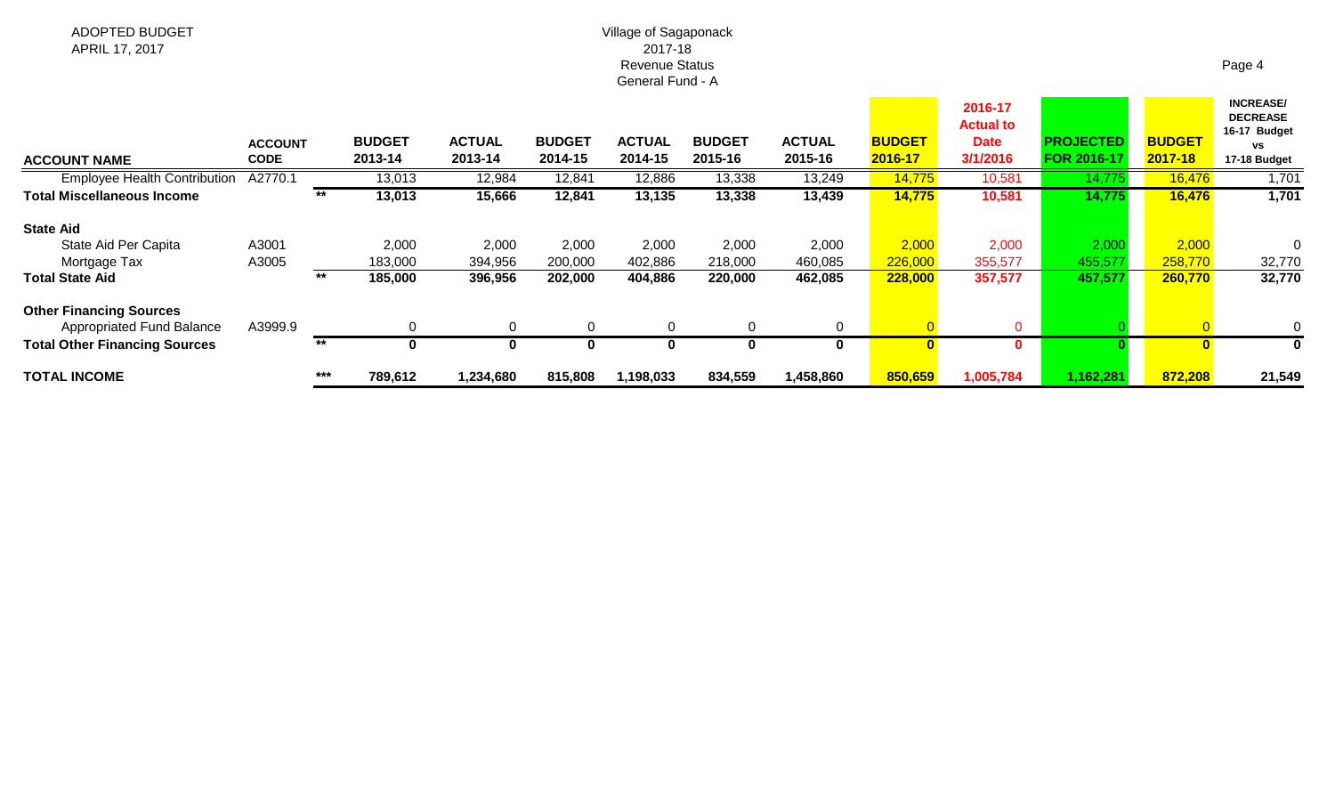ADOPTED BUDGET
APRIL 17, 2017

Village of Sagaponack
2017-18
Revenue Status
General Fund - A

| ACCOUNT NAME | ACCOUNT CODE | | BUDGET 2013-14 | ACTUAL 2013-14 | BUDGET 2014-15 | ACTUAL 2014-15 | BUDGET 2015-16 | ACTUAL 2015-16 | BUDGET 2016-17 | 2016-17 Actual to Date 3/1/2016 | PROJECTED FOR 2016-17 | BUDGET 2017-18 | INCREASE/ DECREASE 16-17 Budget vs 17-18 Budget |
|---|---|---|---|---|---|---|---|---|---|---|---|---|---|
| Employee Health Contribution | A2770.1 | | 13,013 | 12,984 | 12,841 | 12,886 | 13,338 | 13,249 | 14,775 | 10,581 | 14,775 | 16,476 | 1,701 |
| **Total Miscellaneous Income** | | ** | **13,013** | **15,666** | **12,841** | **13,135** | **13,338** | **13,439** | **14,775** | **10,581** | **14,775** | **16,476** | **1,701** |
| **State Aid** | | | | | | | | | | | | | |
| State Aid Per Capita | A3001 | | 2,000 | 2,000 | 2,000 | 2,000 | 2,000 | 2,000 | 2,000 | 2,000 | 2,000 | 2,000 | 0 |
| Mortgage Tax | A3005 | | 183,000 | 394,956 | 200,000 | 402,886 | 218,000 | 460,085 | 226,000 | 355,577 | 455,577 | 258,770 | 32,770 |
| **Total State Aid** | | ** | **185,000** | **396,956** | **202,000** | **404,886** | **220,000** | **462,085** | **228,000** | **357,577** | **457,577** | **260,770** | **32,770** |
| **Other Financing Sources** | | | | | | | | | | | | | |
| Appropriated Fund Balance | A3999.9 | | 0 | 0 | 0 | 0 | 0 | 0 | 0 | 0 | 0 | 0 | 0 |
| **Total Other Financing Sources** | | ** | **0** | **0** | **0** | **0** | **0** | **0** | **0** | **0** | **0** | **0** | **0** |
| **TOTAL INCOME** | | *** | **789,612** | **1,234,680** | **815,808** | **1,198,033** | **834,559** | **1,458,860** | **850,659** | **1,005,784** | **1,162,281** | **872,208** | **21,549** |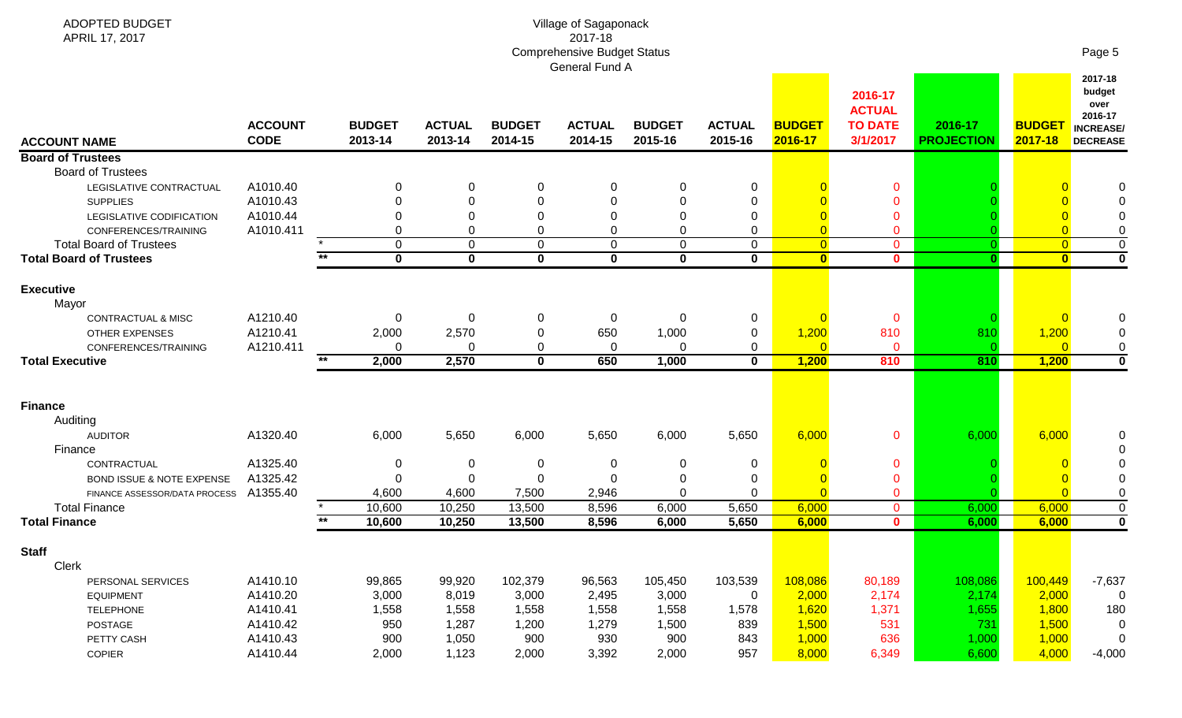ADOPTED BUDGET
APRIL 17, 2017

Village of Sagaponack
2017-18
Comprehensive Budget Status
General Fund A

| ACCOUNT NAME | ACCOUNT CODE | | BUDGET 2013-14 | ACTUAL 2013-14 | BUDGET 2014-15 | ACTUAL 2014-15 | BUDGET 2015-16 | ACTUAL 2015-16 | BUDGET 2016-17 | 2016-17 ACTUAL TO DATE 3/1/2017 | 2016-17 PROJECTION | BUDGET 2017-18 | 2017-18 budget over 2016-17 INCREASE/ DECREASE |
|---|---|---|---|---|---|---|---|---|---|---|---|---|---|
| **Board of Trustees** | | | | | | | | | | | | | |
| Board of Trustees | | | | | | | | | | | | | |
| LEGISLATIVE CONTRACTUAL | A1010.40 | | 0 | 0 | 0 | 0 | 0 | 0 | 0 | 0 | 0 | 0 | 0 |
| SUPPLIES | A1010.43 | | 0 | 0 | 0 | 0 | 0 | 0 | 0 | 0 | 0 | 0 | 0 |
| LEGISLATIVE CODIFICATION | A1010.44 | | 0 | 0 | 0 | 0 | 0 | 0 | 0 | 0 | 0 | 0 | 0 |
| CONFERENCES/TRAINING | A1010.411 | | 0 | 0 | 0 | 0 | 0 | 0 | 0 | 0 | 0 | 0 | 0 |
| Total Board of Trustees | | * | 0 | 0 | 0 | 0 | 0 | 0 | 0 | 0 | 0 | 0 | 0 |
| **Total Board of Trustees** | | ** | **0** | **0** | **0** | **0** | **0** | **0** | **0** | **0** | **0** | **0** | **0** |
| **Executive** | | | | | | | | | | | | | |
| Mayor | | | | | | | | | | | | | |
| CONTRACTUAL & MISC | A1210.40 | | 0 | 0 | 0 | 0 | 0 | 0 | 0 | 0 | 0 | 0 | 0 |
| OTHER EXPENSES | A1210.41 | | 2,000 | 2,570 | 0 | 650 | 1,000 | 0 | 1,200 | 810 | 810 | 1,200 | 0 |
| CONFERENCES/TRAINING | A1210.411 | | 0 | 0 | 0 | 0 | 0 | 0 | 0 | 0 | 0 | 0 | 0 |
| **Total Executive** | | ** | **2,000** | **2,570** | **0** | **650** | **1,000** | **0** | **1,200** | **810** | **810** | **1,200** | **0** |
| **Finance** | | | | | | | | | | | | | |
| Auditing | | | | | | | | | | | | | |
| AUDITOR | A1320.40 | | 6,000 | 5,650 | 6,000 | 5,650 | 6,000 | 5,650 | 6,000 | 0 | 6,000 | 6,000 | 0 |
| Finance | | | | | | | | | | | | | 0 |
| CONTRACTUAL | A1325.40 | | 0 | 0 | 0 | 0 | 0 | 0 | 0 | 0 | 0 | 0 | 0 |
| BOND ISSUE & NOTE EXPENSE | A1325.42 | | 0 | 0 | 0 | 0 | 0 | 0 | 0 | 0 | 0 | 0 | 0 |
| FINANCE ASSESSOR/DATA PROCESS | A1355.40 | | 4,600 | 4,600 | 7,500 | 2,946 | 0 | 0 | 0 | 0 | 0 | 0 | 0 |
| Total Finance | | * | 10,600 | 10,250 | 13,500 | 8,596 | 6,000 | 5,650 | 6,000 | 0 | 6,000 | 6,000 | 0 |
| **Total Finance** | | ** | **10,600** | **10,250** | **13,500** | **8,596** | **6,000** | **5,650** | **6,000** | **0** | **6,000** | **6,000** | **0** |
| **Staff** | | | | | | | | | | | | | |
| Clerk | | | | | | | | | | | | | |
| PERSONAL SERVICES | A1410.10 | | 99,865 | 99,920 | 102,379 | 96,563 | 105,450 | 103,539 | 108,086 | 80,189 | 108,086 | 100,449 | -7,637 |
| EQUIPMENT | A1410.20 | | 3,000 | 8,019 | 3,000 | 2,495 | 3,000 | 0 | 2,000 | 2,174 | 2,174 | 2,000 | 0 |
| TELEPHONE | A1410.41 | | 1,558 | 1,558 | 1,558 | 1,558 | 1,558 | 1,578 | 1,620 | 1,371 | 1,655 | 1,800 | 180 |
| POSTAGE | A1410.42 | | 950 | 1,287 | 1,200 | 1,279 | 1,500 | 839 | 1,500 | 531 | 731 | 1,500 | 0 |
| PETTY CASH | A1410.43 | | 900 | 1,050 | 900 | 930 | 900 | 843 | 1,000 | 636 | 1,000 | 1,000 | 0 |
| COPIER | A1410.44 | | 2,000 | 1,123 | 2,000 | 3,392 | 2,000 | 957 | 8,000 | 6,349 | 6,600 | 4,000 | -4,000 |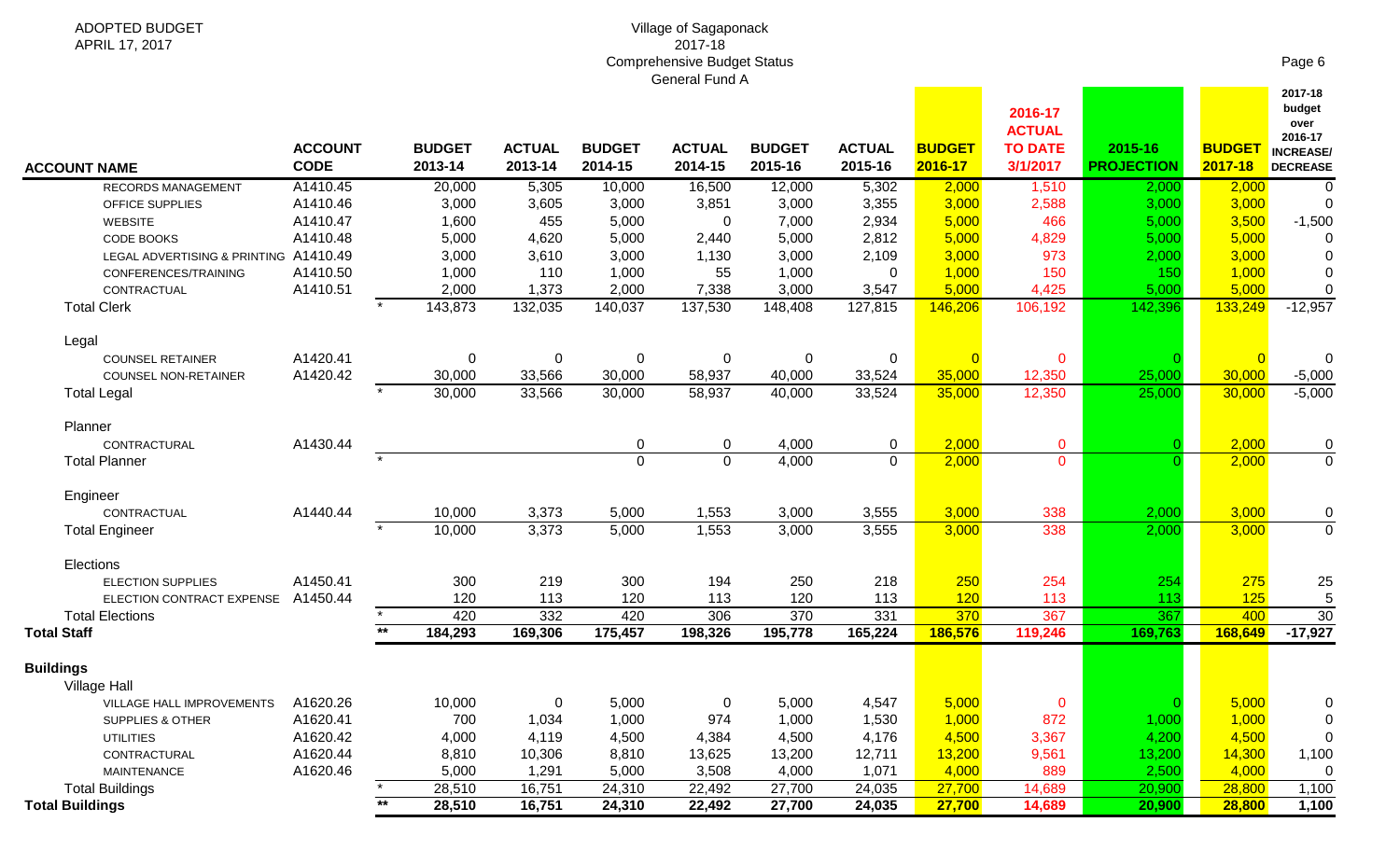ADOPTED BUDGET
APRIL 17, 2017

Village of Sagaponack
2017-18
Comprehensive Budget Status
General Fund A

| ACCOUNT NAME | ACCOUNT CODE | | BUDGET 2013-14 | ACTUAL 2013-14 | BUDGET 2014-15 | ACTUAL 2014-15 | BUDGET 2015-16 | ACTUAL 2015-16 | BUDGET 2016-17 | 2016-17 ACTUAL TO DATE 3/1/2017 | 2015-16 PROJECTION | BUDGET 2017-18 | 2017-18 budget over 2016-17 INCREASE/ DECREASE |
|---|---|---|---|---|---|---|---|---|---|---|---|---|---|
| RECORDS MANAGEMENT | A1410.45 | | 20,000 | 5,305 | 10,000 | 16,500 | 12,000 | 5,302 | 2,000 | 1,510 | 2,000 | 2,000 | 0 |
| OFFICE SUPPLIES | A1410.46 | | 3,000 | 3,605 | 3,000 | 3,851 | 3,000 | 3,355 | 3,000 | 2,588 | 3,000 | 3,000 | 0 |
| WEBSITE | A1410.47 | | 1,600 | 455 | 5,000 | 0 | 7,000 | 2,934 | 5,000 | 466 | 5,000 | 3,500 | -1,500 |
| CODE BOOKS | A1410.48 | | 5,000 | 4,620 | 5,000 | 2,440 | 5,000 | 2,812 | 5,000 | 4,829 | 5,000 | 5,000 | 0 |
| LEGAL ADVERTISING & PRINTING | A1410.49 | | 3,000 | 3,610 | 3,000 | 1,130 | 3,000 | 2,109 | 3,000 | 973 | 2,000 | 3,000 | 0 |
| CONFERENCES/TRAINING | A1410.50 | | 1,000 | 110 | 1,000 | 55 | 1,000 | 0 | 1,000 | 150 | 150 | 1,000 | 0 |
| CONTRACTUAL | A1410.51 | | 2,000 | 1,373 | 2,000 | 7,338 | 3,000 | 3,547 | 5,000 | 4,425 | 5,000 | 5,000 | 0 |
| Total Clerk | | * | 143,873 | 132,035 | 140,037 | 137,530 | 148,408 | 127,815 | 146,206 | 106,192 | 142,396 | 133,249 | -12,957 |
| Legal | | | | | | | | | | | | | |
| COUNSEL RETAINER | A1420.41 | | 0 | 0 | 0 | 0 | 0 | 0 | 0 | 0 | 0 | 0 | 0 |
| COUNSEL NON-RETAINER | A1420.42 | | 30,000 | 33,566 | 30,000 | 58,937 | 40,000 | 33,524 | 35,000 | 12,350 | 25,000 | 30,000 | -5,000 |
| Total Legal | | * | 30,000 | 33,566 | 30,000 | 58,937 | 40,000 | 33,524 | 35,000 | 12,350 | 25,000 | 30,000 | -5,000 |
| Planner | | | | | | | | | | | | | |
| CONTRACTURAL | A1430.44 | | | | 0 | 0 | 4,000 | 0 | 2,000 | 0 | 0 | 2,000 | 0 |
| Total Planner | | * | | | 0 | 0 | 4,000 | 0 | 2,000 | 0 | 0 | 2,000 | 0 |
| Engineer | | | | | | | | | | | | | |
| CONTRACTUAL | A1440.44 | | 10,000 | 3,373 | 5,000 | 1,553 | 3,000 | 3,555 | 3,000 | 338 | 2,000 | 3,000 | 0 |
| Total Engineer | | * | 10,000 | 3,373 | 5,000 | 1,553 | 3,000 | 3,555 | 3,000 | 338 | 2,000 | 3,000 | 0 |
| Elections | | | | | | | | | | | | | |
| ELECTION SUPPLIES | A1450.41 | | 300 | 219 | 300 | 194 | 250 | 218 | 250 | 254 | 254 | 275 | 25 |
| ELECTION CONTRACT EXPENSE | A1450.44 | | 120 | 113 | 120 | 113 | 120 | 113 | 120 | 113 | 113 | 125 | 5 |
| Total Elections | | * | 420 | 332 | 420 | 306 | 370 | 331 | 370 | 367 | 367 | 400 | 30 |
| **Total Staff** | | ** | **184,293** | **169,306** | **175,457** | **198,326** | **195,778** | **165,224** | **186,576** | **119,246** | **169,763** | **168,649** | **-17,927** |
| **Buildings** | | | | | | | | | | | | | |
| Village Hall | | | | | | | | | | | | | |
| VILLAGE HALL IMPROVEMENTS | A1620.26 | | 10,000 | 0 | 5,000 | 0 | 5,000 | 4,547 | 5,000 | 0 | 0 | 5,000 | 0 |
| SUPPLIES & OTHER | A1620.41 | | 700 | 1,034 | 1,000 | 974 | 1,000 | 1,530 | 1,000 | 872 | 1,000 | 1,000 | 0 |
| UTILITIES | A1620.42 | | 4,000 | 4,119 | 4,500 | 4,384 | 4,500 | 4,176 | 4,500 | 3,367 | 4,200 | 4,500 | 0 |
| CONTRACTURAL | A1620.44 | | 8,810 | 10,306 | 8,810 | 13,625 | 13,200 | 12,711 | 13,200 | 9,561 | 13,200 | 14,300 | 1,100 |
| MAINTENANCE | A1620.46 | | 5,000 | 1,291 | 5,000 | 3,508 | 4,000 | 1,071 | 4,000 | 889 | 2,500 | 4,000 | 0 |
| Total Buildings | | * | 28,510 | 16,751 | 24,310 | 22,492 | 27,700 | 24,035 | 27,700 | 14,689 | 20,900 | 28,800 | 1,100 |
| **Total Buildings** | | ** | **28,510** | **16,751** | **24,310** | **22,492** | **27,700** | **24,035** | **27,700** | **14,689** | **20,900** | **28,800** | **1,100** |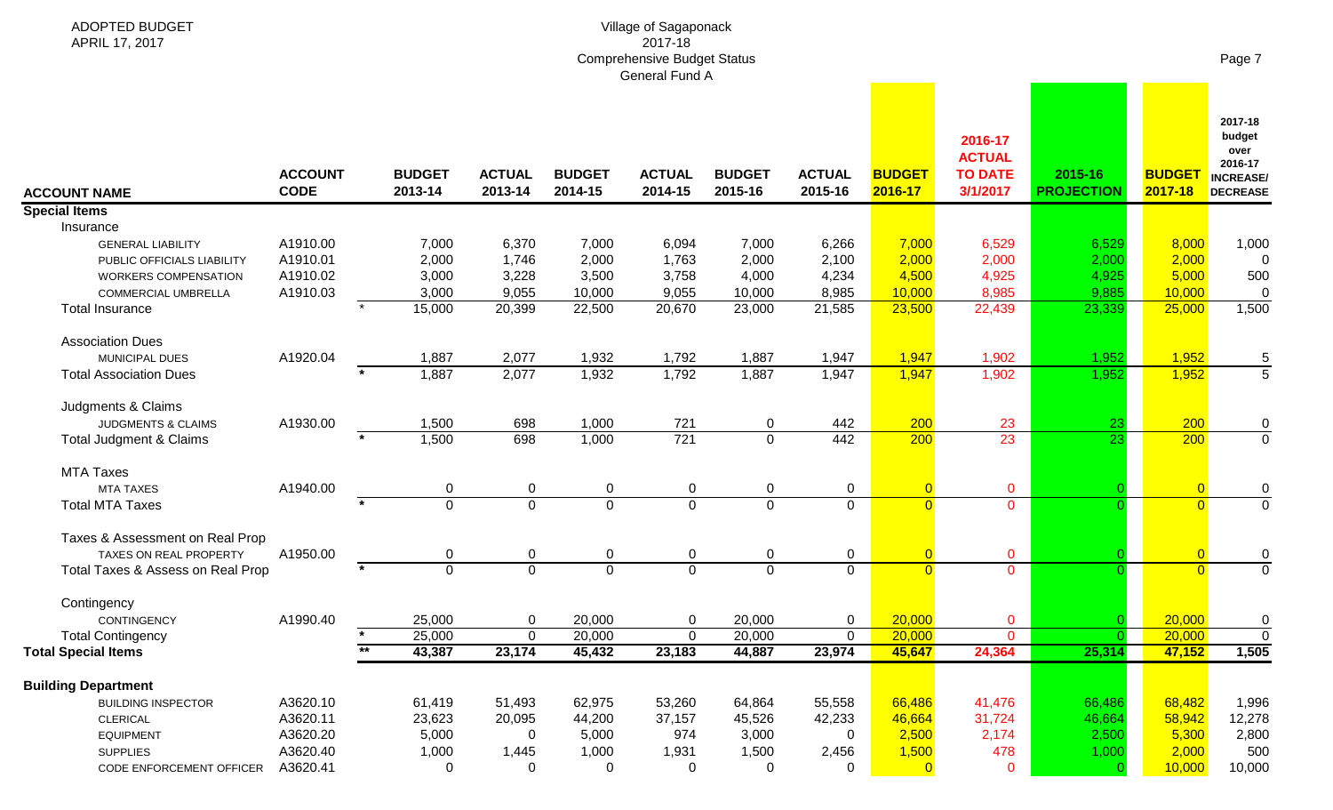ADOPTED BUDGET
APRIL 17, 2017

Village of Sagaponack
2017-18
Comprehensive Budget Status
General Fund A

| ACCOUNT NAME | ACCOUNT CODE | | BUDGET 2013-14 | ACTUAL 2013-14 | BUDGET 2014-15 | ACTUAL 2014-15 | BUDGET 2015-16 | ACTUAL 2015-16 | BUDGET 2016-17 | 2016-17 ACTUAL TO DATE 3/1/2017 | 2015-16 PROJECTION | BUDGET 2017-18 | 2017-18 budget over 2016-17 INCREASE/ DECREASE |
|---|---|---|---|---|---|---|---|---|---|---|---|---|---|
| **Special Items** | | | | | | | | | | | | | |
| Insurance | | | | | | | | | | | | | |
| GENERAL LIABILITY | A1910.00 | | 7,000 | 6,370 | 7,000 | 6,094 | 7,000 | 6,266 | 7,000 | 6,529 | 6,529 | 8,000 | 1,000 |
| PUBLIC OFFICIALS LIABILITY | A1910.01 | | 2,000 | 1,746 | 2,000 | 1,763 | 2,000 | 2,100 | 2,000 | 2,000 | 2,000 | 2,000 | 0 |
| WORKERS COMPENSATION | A1910.02 | | 3,000 | 3,228 | 3,500 | 3,758 | 4,000 | 4,234 | 4,500 | 4,925 | 4,925 | 5,000 | 500 |
| COMMERCIAL UMBRELLA | A1910.03 | | 3,000 | 9,055 | 10,000 | 9,055 | 10,000 | 8,985 | 10,000 | 8,985 | 9,885 | 10,000 | 0 |
| Total Insurance | | * | 15,000 | 20,399 | 22,500 | 20,670 | 23,000 | 21,585 | 23,500 | 22,439 | 23,339 | 25,000 | 1,500 |
| Association Dues | | | | | | | | | | | | | |
| MUNICIPAL DUES | A1920.04 | | 1,887 | 2,077 | 1,932 | 1,792 | 1,887 | 1,947 | 1,947 | 1,902 | 1,952 | 1,952 | 5 |
| Total Association Dues | | * | 1,887 | 2,077 | 1,932 | 1,792 | 1,887 | 1,947 | 1,947 | 1,902 | 1,952 | 1,952 | 5 |
| Judgments & Claims | | | | | | | | | | | | | |
| JUDGMENTS & CLAIMS | A1930.00 | | 1,500 | 698 | 1,000 | 721 | 0 | 442 | 200 | 23 | 23 | 200 | 0 |
| Total Judgment & Claims | | * | 1,500 | 698 | 1,000 | 721 | 0 | 442 | 200 | 23 | 23 | 200 | 0 |
| MTA Taxes | | | | | | | | | | | | | |
| MTA TAXES | A1940.00 | | 0 | 0 | 0 | 0 | 0 | 0 | 0 | 0 | 0 | 0 | 0 |
| Total MTA Taxes | | * | 0 | 0 | 0 | 0 | 0 | 0 | 0 | 0 | 0 | 0 | 0 |
| Taxes & Assessment on Real Prop | | | | | | | | | | | | | |
| TAXES ON REAL PROPERTY | A1950.00 | | 0 | 0 | 0 | 0 | 0 | 0 | 0 | 0 | 0 | 0 | 0 |
| Total Taxes & Assess on Real Prop | | * | 0 | 0 | 0 | 0 | 0 | 0 | 0 | 0 | 0 | 0 | 0 |
| Contingency | | | | | | | | | | | | | |
| CONTINGENCY | A1990.40 | | 25,000 | 0 | 20,000 | 0 | 20,000 | 0 | 20,000 | 0 | 0 | 20,000 | 0 |
| Total Contingency | | * | 25,000 | 0 | 20,000 | 0 | 20,000 | 0 | 20,000 | 0 | 0 | 20,000 | 0 |
| **Total Special Items** | | ** | **43,387** | **23,174** | **45,432** | **23,183** | **44,887** | **23,974** | **45,647** | **24,364** | **25,314** | **47,152** | **1,505** |
| **Building Department** | | | | | | | | | | | | | |
| BUILDING INSPECTOR | A3620.10 | | 61,419 | 51,493 | 62,975 | 53,260 | 64,864 | 55,558 | 66,486 | 41,476 | 66,486 | 68,482 | 1,996 |
| CLERICAL | A3620.11 | | 23,623 | 20,095 | 44,200 | 37,157 | 45,526 | 42,233 | 46,664 | 31,724 | 46,664 | 58,942 | 12,278 |
| EQUIPMENT | A3620.20 | | 5,000 | 0 | 5,000 | 974 | 3,000 | 0 | 2,500 | 2,174 | 2,500 | 5,300 | 2,800 |
| SUPPLIES | A3620.40 | | 1,000 | 1,445 | 1,000 | 1,931 | 1,500 | 2,456 | 1,500 | 478 | 1,000 | 2,000 | 500 |
| CODE ENFORCEMENT OFFICER | A3620.41 | | 0 | 0 | 0 | 0 | 0 | 0 | 0 | 0 | 0 | 10,000 | 10,000 |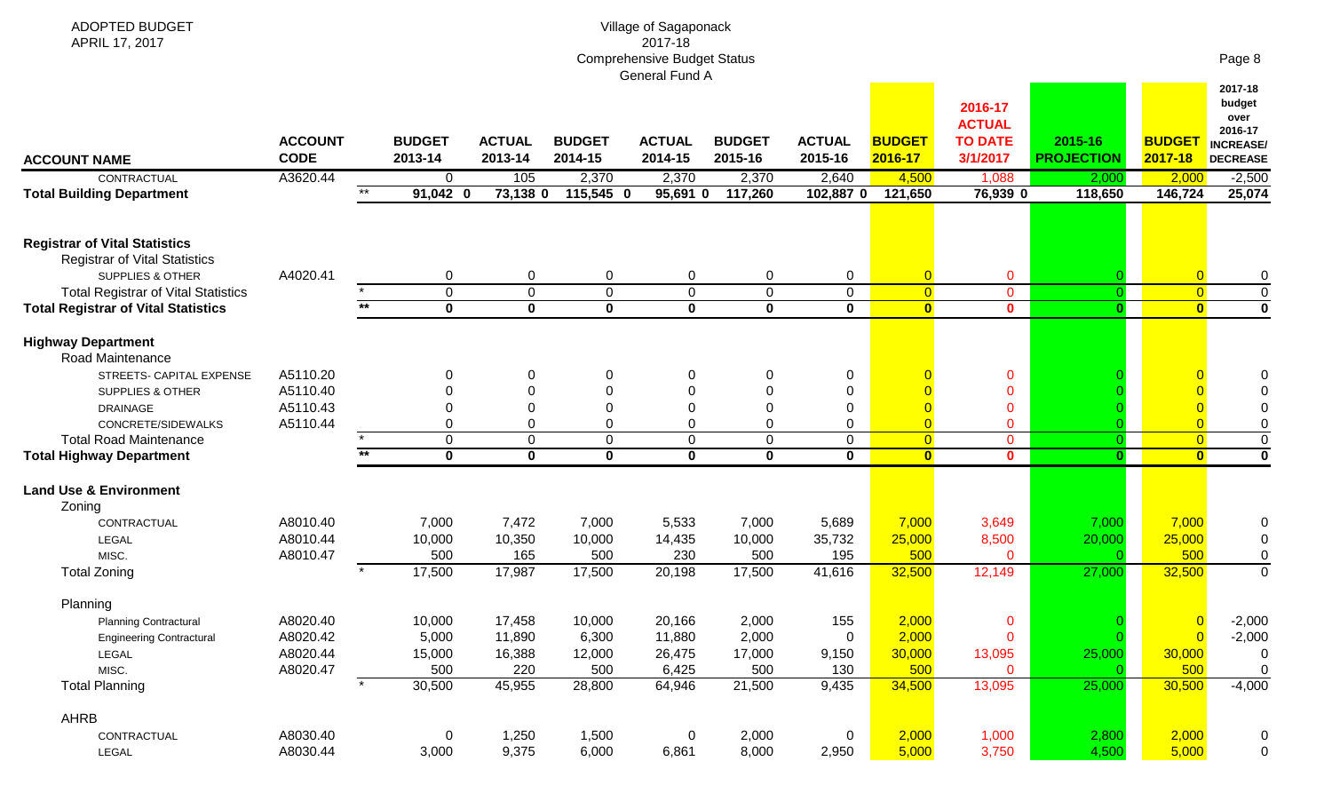ADOPTED BUDGET
APRIL 17, 2017

Village of Sagaponack
2017-18
Comprehensive Budget Status
General Fund A

| ACCOUNT NAME | ACCOUNT CODE | | BUDGET 2013-14 | ACTUAL 2013-14 | BUDGET 2014-15 | ACTUAL 2014-15 | BUDGET 2015-16 | ACTUAL 2015-16 | BUDGET 2016-17 | 2016-17 ACTUAL TO DATE 3/1/2017 | 2015-16 PROJECTION | BUDGET 2017-18 | 2017-18 budget over 2016-17 INCREASE/ DECREASE |
|---|---|---|---|---|---|---|---|---|---|---|---|---|---|
| CONTRACTUAL | A3620.44 | | 0 | 105 | 2,370 | 2,370 | 2,370 | 2,640 | 4,500 | 1,088 | 2,000 | 2,000 | -2,500 |
| **Total Building Department** | | ** | **91,042 0** | **73,138 0** | **115,545 0** | **95,691 0** | **117,260** | **102,887 0** | **121,650** | **76,939 0** | **118,650** | **146,724** | **25,074** |
| **Registrar of Vital Statistics** | | | | | | | | | | | | | |
| Registrar of Vital Statistics | | | | | | | | | | | | | |
| SUPPLIES & OTHER | A4020.41 | | 0 | 0 | 0 | 0 | 0 | 0 | 0 | 0 | 0 | 0 | 0 |
| Total Registrar of Vital Statistics | | * | 0 | 0 | 0 | 0 | 0 | 0 | 0 | 0 | 0 | 0 | 0 |
| **Total Registrar of Vital Statistics** | | ** | **0** | **0** | **0** | **0** | **0** | **0** | **0** | **0** | **0** | **0** | **0** |
| **Highway Department** | | | | | | | | | | | | | |
| Road Maintenance | | | | | | | | | | | | | |
| STREETS- CAPITAL EXPENSE | A5110.20 | | 0 | 0 | 0 | 0 | 0 | 0 | 0 | 0 | 0 | 0 | 0 |
| SUPPLIES & OTHER | A5110.40 | | 0 | 0 | 0 | 0 | 0 | 0 | 0 | 0 | 0 | 0 | 0 |
| DRAINAGE | A5110.43 | | 0 | 0 | 0 | 0 | 0 | 0 | 0 | 0 | 0 | 0 | 0 |
| CONCRETE/SIDEWALKS | A5110.44 | | 0 | 0 | 0 | 0 | 0 | 0 | 0 | 0 | 0 | 0 | 0 |
| Total Road Maintenance | | * | 0 | 0 | 0 | 0 | 0 | 0 | 0 | 0 | 0 | 0 | 0 |
| **Total Highway Department** | | ** | **0** | **0** | **0** | **0** | **0** | **0** | **0** | **0** | **0** | **0** | **0** |
| **Land Use & Environment** | | | | | | | | | | | | | |
| Zoning | | | | | | | | | | | | | |
| CONTRACTUAL | A8010.40 | | 7,000 | 7,472 | 7,000 | 5,533 | 7,000 | 5,689 | 7,000 | 3,649 | 7,000 | 7,000 | 0 |
| LEGAL | A8010.44 | | 10,000 | 10,350 | 10,000 | 14,435 | 10,000 | 35,732 | 25,000 | 8,500 | 20,000 | 25,000 | 0 |
| MISC. | A8010.47 | | 500 | 165 | 500 | 230 | 500 | 195 | 500 | 0 | 0 | 500 | 0 |
| Total Zoning | | * | 17,500 | 17,987 | 17,500 | 20,198 | 17,500 | 41,616 | 32,500 | 12,149 | 27,000 | 32,500 | 0 |
| Planning | | | | | | | | | | | | | |
| Planning Contractural | A8020.40 | | 10,000 | 17,458 | 10,000 | 20,166 | 2,000 | 155 | 2,000 | 0 | 0 | 0 | -2,000 |
| Engineering Contractural | A8020.42 | | 5,000 | 11,890 | 6,300 | 11,880 | 2,000 | 0 | 2,000 | 0 | 0 | 0 | -2,000 |
| LEGAL | A8020.44 | | 15,000 | 16,388 | 12,000 | 26,475 | 17,000 | 9,150 | 30,000 | 13,095 | 25,000 | 30,000 | 0 |
| MISC. | A8020.47 | | 500 | 220 | 500 | 6,425 | 500 | 130 | 500 | 0 | 0 | 500 | 0 |
| Total Planning | | * | 30,500 | 45,955 | 28,800 | 64,946 | 21,500 | 9,435 | 34,500 | 13,095 | 25,000 | 30,500 | -4,000 |
| AHRB | | | | | | | | | | | | | |
| CONTRACTUAL | A8030.40 | | 0 | 1,250 | 1,500 | 0 | 2,000 | 0 | 2,000 | 1,000 | 2,800 | 2,000 | 0 |
| LEGAL | A8030.44 | | 3,000 | 9,375 | 6,000 | 6,861 | 8,000 | 2,950 | 5,000 | 3,750 | 4,500 | 5,000 | 0 |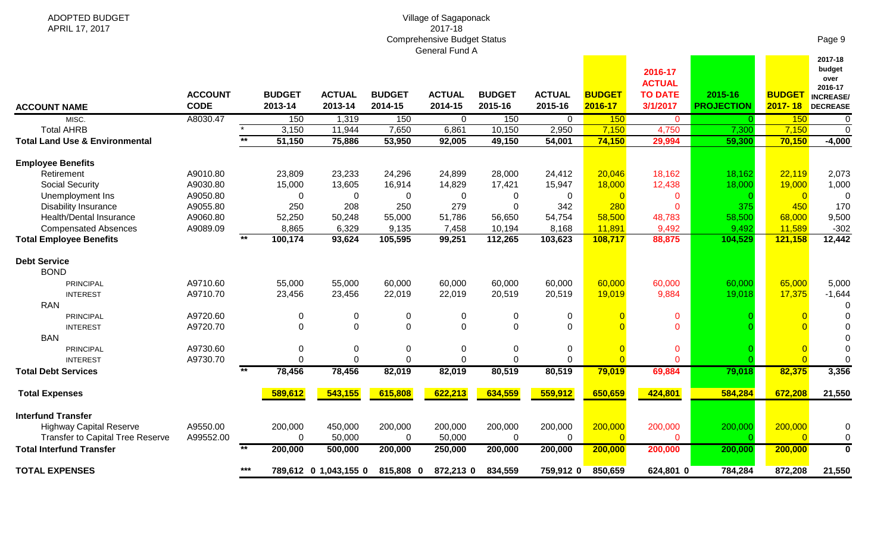ADOPTED BUDGET
APRIL 17, 2017

Village of Sagaponack
2017-18
Comprehensive Budget Status
General Fund A

| ACCOUNT NAME | ACCOUNT CODE | | BUDGET 2013-14 | ACTUAL 2013-14 | BUDGET 2014-15 | ACTUAL 2014-15 | BUDGET 2015-16 | ACTUAL 2015-16 | BUDGET 2016-17 | 2016-17 ACTUAL TO DATE 3/1/2017 | 2015-16 PROJECTION | BUDGET 2017- 18 | 2017-18 budget over 2016-17 INCREASE/ DECREASE |
|---|---|---|---|---|---|---|---|---|---|---|---|---|---|
| MISC. | A8030.47 | | 150 | 1,319 | 150 | 0 | 150 | 0 | 150 | 0 | 0 | 150 | 0 |
| Total AHRB | | * | 3,150 | 11,944 | 7,650 | 6,861 | 10,150 | 2,950 | 7,150 | 4,750 | 7,300 | 7,150 | 0 |
| **Total Land Use & Environmental** | | ** | **51,150** | **75,886** | **53,950** | **92,005** | **49,150** | **54,001** | **74,150** | **29,994** | **59,300** | **70,150** | **-4,000** |
| **Employee Benefits** | | | | | | | | | | | | | |
| Retirement | A9010.80 | | 23,809 | 23,233 | 24,296 | 24,899 | 28,000 | 24,412 | 20,046 | 18,162 | 18,162 | 22,119 | 2,073 |
| Social Security | A9030.80 | | 15,000 | 13,605 | 16,914 | 14,829 | 17,421 | 15,947 | 18,000 | 12,438 | 18,000 | 19,000 | 1,000 |
| Unemployment Ins | A9050.80 | | 0 | 0 | 0 | 0 | 0 | 0 | 0 | 0 | 0 | 0 | 0 |
| Disability Insurance | A9055.80 | | 250 | 208 | 250 | 279 | 0 | 342 | 280 | 0 | 375 | 450 | 170 |
| Health/Dental Insurance | A9060.80 | | 52,250 | 50,248 | 55,000 | 51,786 | 56,650 | 54,754 | 58,500 | 48,783 | 58,500 | 68,000 | 9,500 |
| Compensated Absences | A9089.09 | | 8,865 | 6,329 | 9,135 | 7,458 | 10,194 | 8,168 | 11,891 | 9,492 | 9,492 | 11,589 | -302 |
| **Total Employee Benefits** | | ** | **100,174** | **93,624** | **105,595** | **99,251** | **112,265** | **103,623** | **108,717** | **88,875** | **104,529** | **121,158** | **12,442** |
| **Debt Service** | | | | | | | | | | | | | |
| BOND | | | | | | | | | | | | | |
| PRINCIPAL | A9710.60 | | 55,000 | 55,000 | 60,000 | 60,000 | 60,000 | 60,000 | 60,000 | 60,000 | 60,000 | 65,000 | 5,000 |
| INTEREST | A9710.70 | | 23,456 | 23,456 | 22,019 | 22,019 | 20,519 | 20,519 | 19,019 | 9,884 | 19,018 | 17,375 | -1,644 |
| RAN | | | | | | | | | | | | | 0 |
| PRINCIPAL | A9720.60 | | 0 | 0 | 0 | 0 | 0 | 0 | 0 | 0 | 0 | 0 | 0 |
| INTEREST | A9720.70 | | 0 | 0 | 0 | 0 | 0 | 0 | 0 | 0 | 0 | 0 | 0 |
| BAN | | | | | | | | | | | | | 0 |
| PRINCIPAL | A9730.60 | | 0 | 0 | 0 | 0 | 0 | 0 | 0 | 0 | 0 | 0 | 0 |
| INTEREST | A9730.70 | | 0 | 0 | 0 | 0 | 0 | 0 | 0 | 0 | 0 | 0 | 0 |
| **Total Debt Services** | | ** | **78,456** | **78,456** | **82,019** | **82,019** | **80,519** | **80,519** | **79,019** | **69,884** | **79,018** | **82,375** | **3,356** |
| **Total Expenses** | | | **589,612** | **543,155** | **615,808** | **622,213** | **634,559** | **559,912** | **650,659** | **424,801** | **584,284** | **672,208** | **21,550** |
| **Interfund Transfer** | | | | | | | | | | | | | |
| Highway Capital Reserve | A9550.00 | | 200,000 | 450,000 | 200,000 | 200,000 | 200,000 | 200,000 | 200,000 | 200,000 | 200,000 | 200,000 | 0 |
| Transfer to Capital Tree Reserve | A99552.00 | | 0 | 50,000 | 0 | 50,000 | 0 | 0 | 0 | 0 | 0 | 0 | 0 |
| **Total Interfund Transfer** | | ** | **200,000** | **500,000** | **200,000** | **250,000** | **200,000** | **200,000** | **200,000** | **200,000** | **200,000** | **200,000** | **0** |
| **TOTAL EXPENSES** | | *** | **789,612 0** | **1,043,155 0** | **815,808 0** | **872,213 0** | **834,559** | **759,912 0** | **850,659** | **624,801 0** | **784,284** | **872,208** | **21,550** |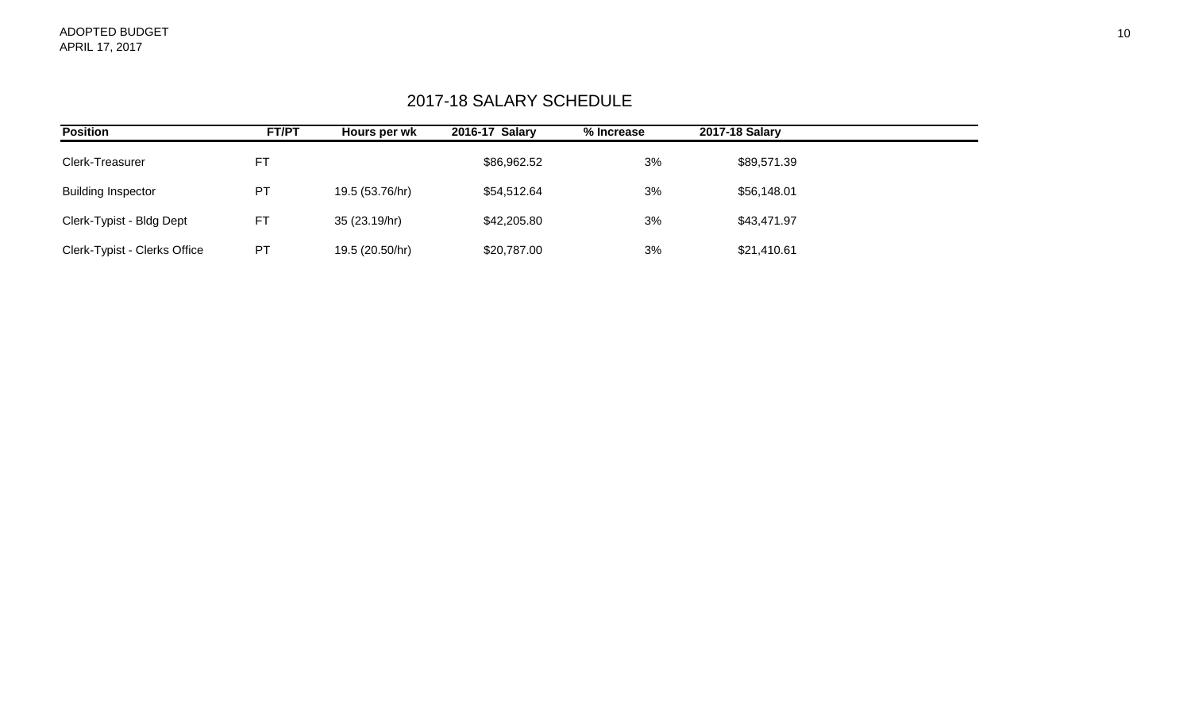## 2017-18 SALARY SCHEDULE

| Position | FT/PT | Hours per wk | 2016-17 Salary | % Increase | 2017-18 Salary |
|---|---|---|---|---|---|
| Clerk-Treasurer | FT | | $86,962.52 | 3% | $89,571.39 |
| Building Inspector | PT | 19.5 (53.76/hr) | $54,512.64 | 3% | $56,148.01 |
| Clerk-Typist - Bldg Dept | FT | 35 (23.19/hr) | $42,205.80 | 3% | $43,471.97 |
| Clerk-Typist - Clerks Office | PT | 19.5 (20.50/hr) | $20,787.00 | 3% | $21,410.61 |